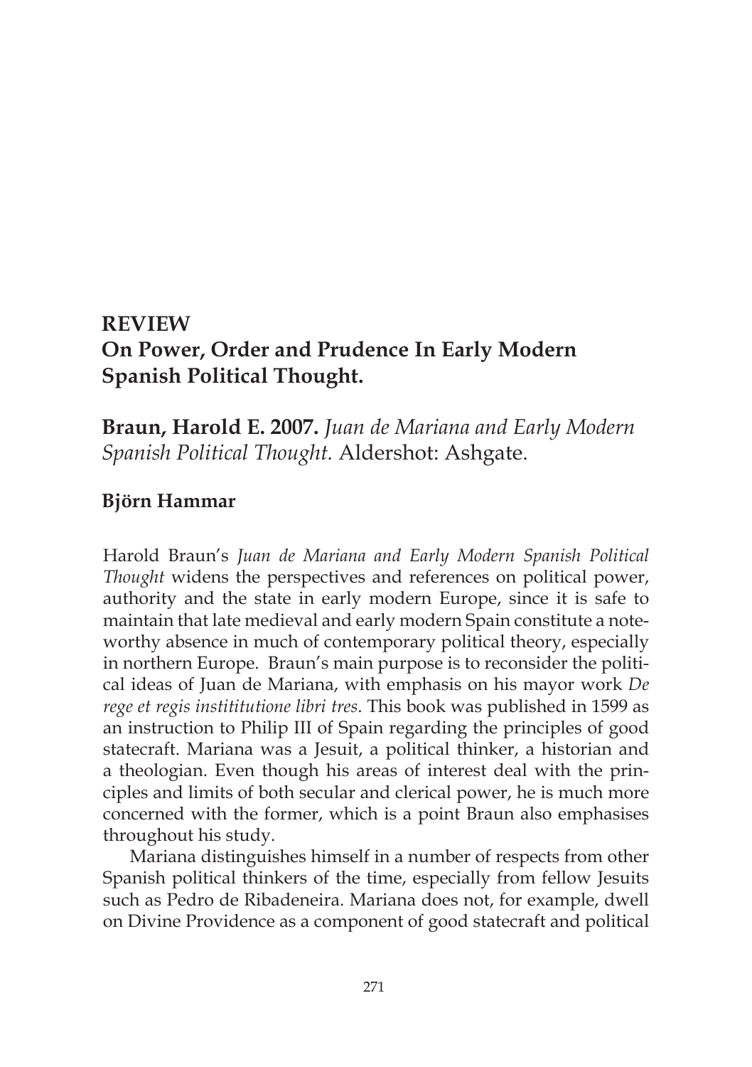## REVIEW
## On Power, Order and Prudence In Early Modern Spanish Political Thought.

**Braun, Harold E. 2007.** *Juan de Mariana and Early Modern Spanish Political Thought.* Aldershot: Ashgate.

**Björn Hammar**

Harold Braun's *Juan de Mariana and Early Modern Spanish Political Thought* widens the perspectives and references on political power, authority and the state in early modern Europe, since it is safe to maintain that late medieval and early modern Spain constitute a noteworthy absence in much of contemporary political theory, especially in northern Europe. Braun's main purpose is to reconsider the political ideas of Juan de Mariana, with emphasis on his mayor work *De rege et regis instititutione libri tres*. This book was published in 1599 as an instruction to Philip III of Spain regarding the principles of good statecraft. Mariana was a Jesuit, a political thinker, a historian and a theologian. Even though his areas of interest deal with the principles and limits of both secular and clerical power, he is much more concerned with the former, which is a point Braun also emphasises throughout his study.

Mariana distinguishes himself in a number of respects from other Spanish political thinkers of the time, especially from fellow Jesuits such as Pedro de Ribadeneira. Mariana does not, for example, dwell on Divine Providence as a component of good statecraft and political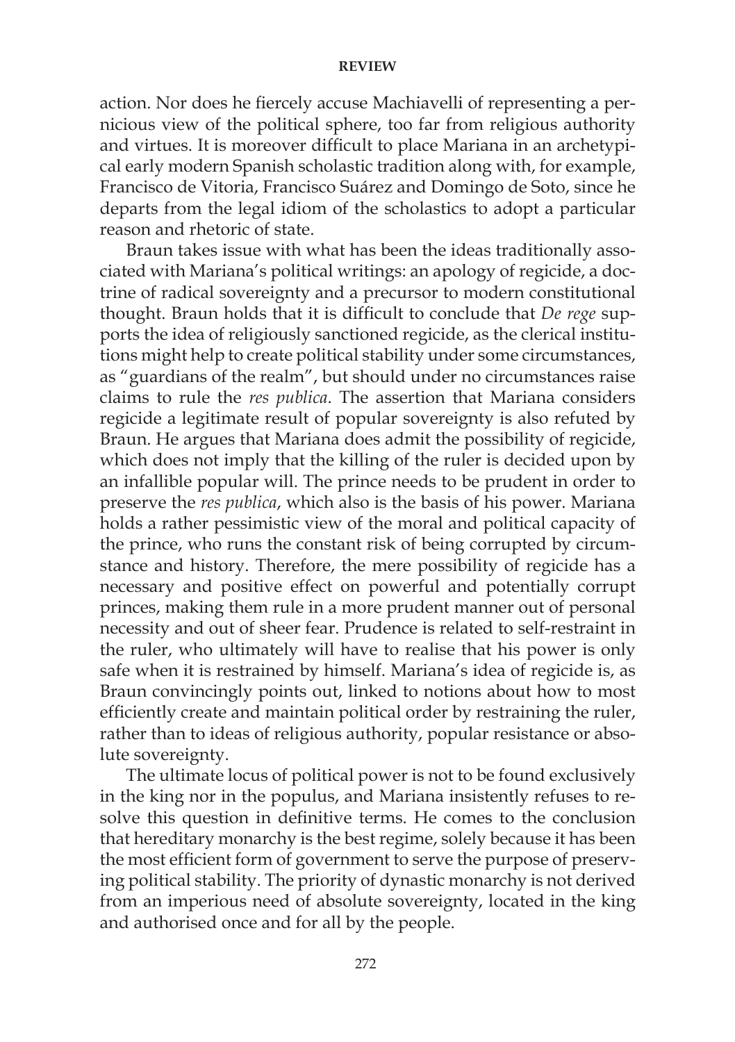action. Nor does he fiercely accuse Machiavelli of representing a pernicious view of the political sphere, too far from religious authority and virtues. It is moreover difficult to place Mariana in an archetypical early modern Spanish scholastic tradition along with, for example, Francisco de Vitoria, Francisco Suárez and Domingo de Soto, since he departs from the legal idiom of the scholastics to adopt a particular reason and rhetoric of state.

Braun takes issue with what has been the ideas traditionally associated with Mariana's political writings: an apology of regicide, a doctrine of radical sovereignty and a precursor to modern constitutional thought. Braun holds that it is difficult to conclude that *De rege* supports the idea of religiously sanctioned regicide, as the clerical institutions might help to create political stability under some circumstances, as "guardians of the realm", but should under no circumstances raise claims to rule the *res publica*. The assertion that Mariana considers regicide a legitimate result of popular sovereignty is also refuted by Braun. He argues that Mariana does admit the possibility of regicide, which does not imply that the killing of the ruler is decided upon by an infallible popular will. The prince needs to be prudent in order to preserve the *res publica*, which also is the basis of his power. Mariana holds a rather pessimistic view of the moral and political capacity of the prince, who runs the constant risk of being corrupted by circumstance and history. Therefore, the mere possibility of regicide has a necessary and positive effect on powerful and potentially corrupt princes, making them rule in a more prudent manner out of personal necessity and out of sheer fear. Prudence is related to self-restraint in the ruler, who ultimately will have to realise that his power is only safe when it is restrained by himself. Mariana's idea of regicide is, as Braun convincingly points out, linked to notions about how to most efficiently create and maintain political order by restraining the ruler, rather than to ideas of religious authority, popular resistance or absolute sovereignty.

The ultimate locus of political power is not to be found exclusively in the king nor in the populus, and Mariana insistently refuses to resolve this question in definitive terms. He comes to the conclusion that hereditary monarchy is the best regime, solely because it has been the most efficient form of government to serve the purpose of preserving political stability. The priority of dynastic monarchy is not derived from an imperious need of absolute sovereignty, located in the king and authorised once and for all by the people.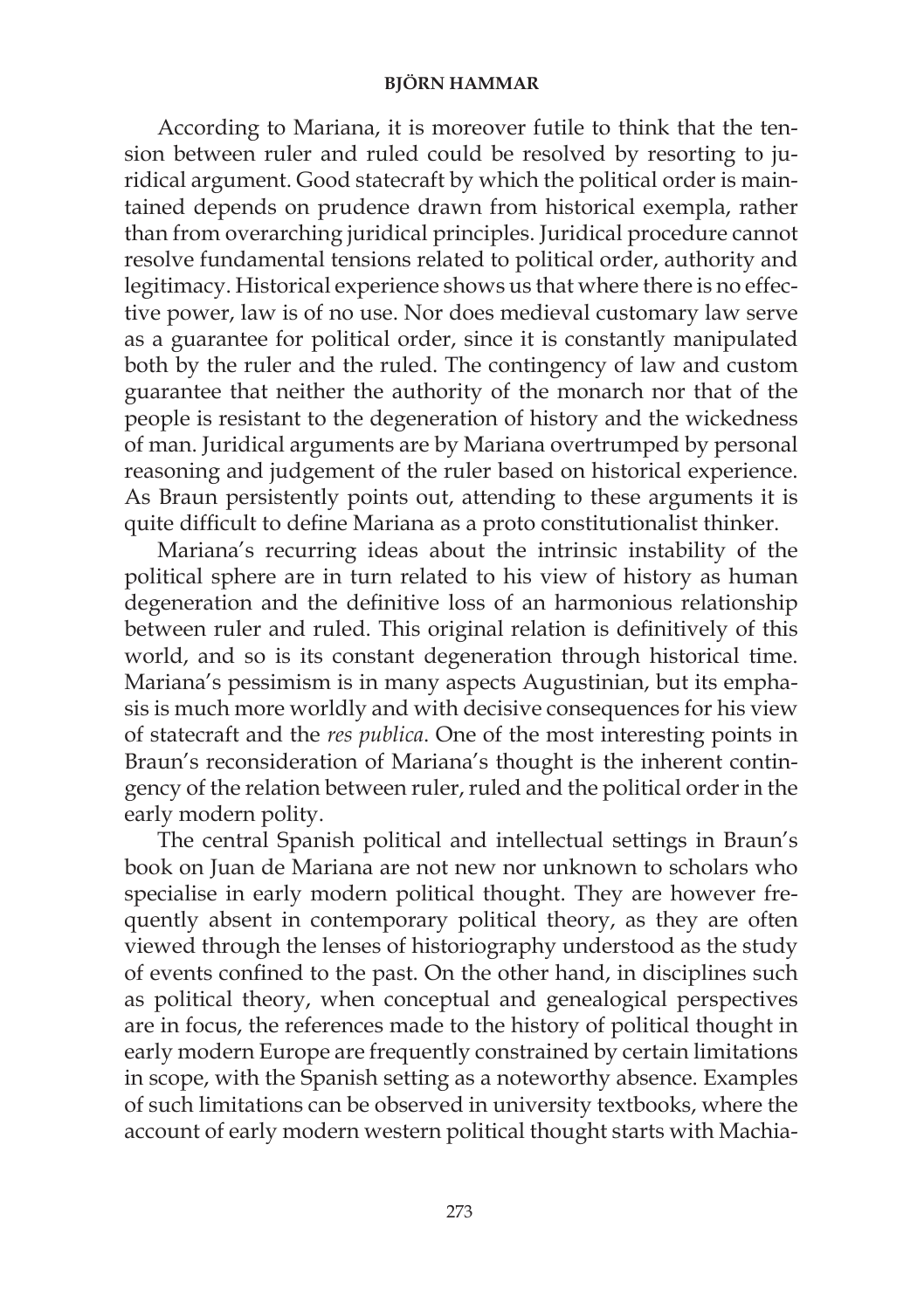According to Mariana, it is moreover futile to think that the tension between ruler and ruled could be resolved by resorting to juridical argument. Good statecraft by which the political order is maintained depends on prudence drawn from historical exempla, rather than from overarching juridical principles. Juridical procedure cannot resolve fundamental tensions related to political order, authority and legitimacy. Historical experience shows us that where there is no effective power, law is of no use. Nor does medieval customary law serve as a guarantee for political order, since it is constantly manipulated both by the ruler and the ruled. The contingency of law and custom guarantee that neither the authority of the monarch nor that of the people is resistant to the degeneration of history and the wickedness of man. Juridical arguments are by Mariana overtrumped by personal reasoning and judgement of the ruler based on historical experience. As Braun persistently points out, attending to these arguments it is quite difficult to define Mariana as a proto constitutionalist thinker.

Mariana's recurring ideas about the intrinsic instability of the political sphere are in turn related to his view of history as human degeneration and the definitive loss of an harmonious relationship between ruler and ruled. This original relation is definitively of this world, and so is its constant degeneration through historical time. Mariana's pessimism is in many aspects Augustinian, but its emphasis is much more worldly and with decisive consequences for his view of statecraft and the *res publica*. One of the most interesting points in Braun's reconsideration of Mariana's thought is the inherent contingency of the relation between ruler, ruled and the political order in the early modern polity.

The central Spanish political and intellectual settings in Braun's book on Juan de Mariana are not new nor unknown to scholars who specialise in early modern political thought. They are however frequently absent in contemporary political theory, as they are often viewed through the lenses of historiography understood as the study of events confined to the past. On the other hand, in disciplines such as political theory, when conceptual and genealogical perspectives are in focus, the references made to the history of political thought in early modern Europe are frequently constrained by certain limitations in scope, with the Spanish setting as a noteworthy absence. Examples of such limitations can be observed in university textbooks, where the account of early modern western political thought starts with Machia-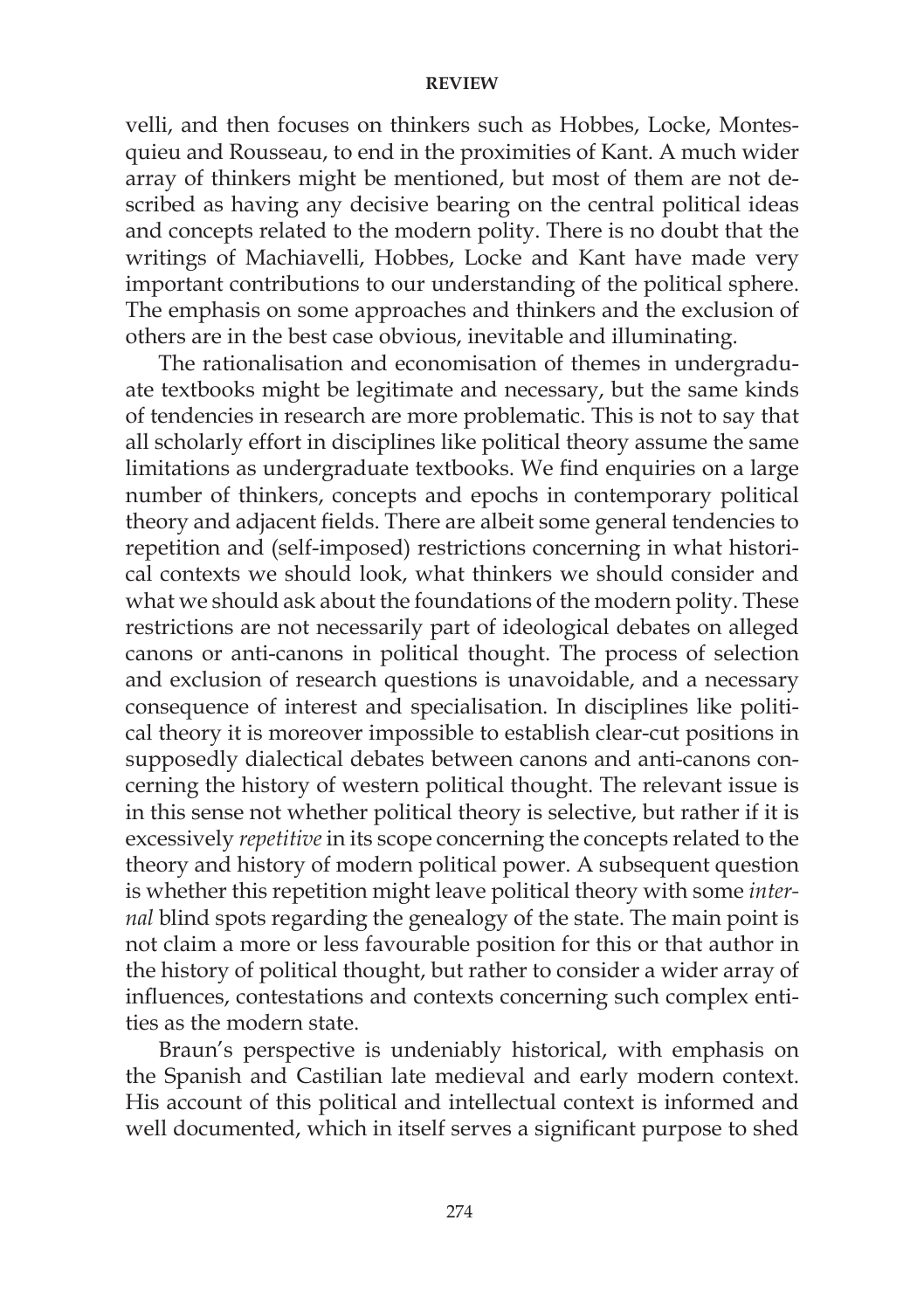velli, and then focuses on thinkers such as Hobbes, Locke, Montesquieu and Rousseau, to end in the proximities of Kant. A much wider array of thinkers might be mentioned, but most of them are not described as having any decisive bearing on the central political ideas and concepts related to the modern polity. There is no doubt that the writings of Machiavelli, Hobbes, Locke and Kant have made very important contributions to our understanding of the political sphere. The emphasis on some approaches and thinkers and the exclusion of others are in the best case obvious, inevitable and illuminating.

The rationalisation and economisation of themes in undergraduate textbooks might be legitimate and necessary, but the same kinds of tendencies in research are more problematic. This is not to say that all scholarly effort in disciplines like political theory assume the same limitations as undergraduate textbooks. We find enquiries on a large number of thinkers, concepts and epochs in contemporary political theory and adjacent fields. There are albeit some general tendencies to repetition and (self-imposed) restrictions concerning in what historical contexts we should look, what thinkers we should consider and what we should ask about the foundations of the modern polity. These restrictions are not necessarily part of ideological debates on alleged canons or anti-canons in political thought. The process of selection and exclusion of research questions is unavoidable, and a necessary consequence of interest and specialisation. In disciplines like political theory it is moreover impossible to establish clear-cut positions in supposedly dialectical debates between canons and anti-canons concerning the history of western political thought. The relevant issue is in this sense not whether political theory is selective, but rather if it is excessively *repetitive* in its scope concerning the concepts related to the theory and history of modern political power. A subsequent question is whether this repetition might leave political theory with some *internal* blind spots regarding the genealogy of the state. The main point is not claim a more or less favourable position for this or that author in the history of political thought, but rather to consider a wider array of influences, contestations and contexts concerning such complex entities as the modern state.

Braun's perspective is undeniably historical, with emphasis on the Spanish and Castilian late medieval and early modern context. His account of this political and intellectual context is informed and well documented, which in itself serves a significant purpose to shed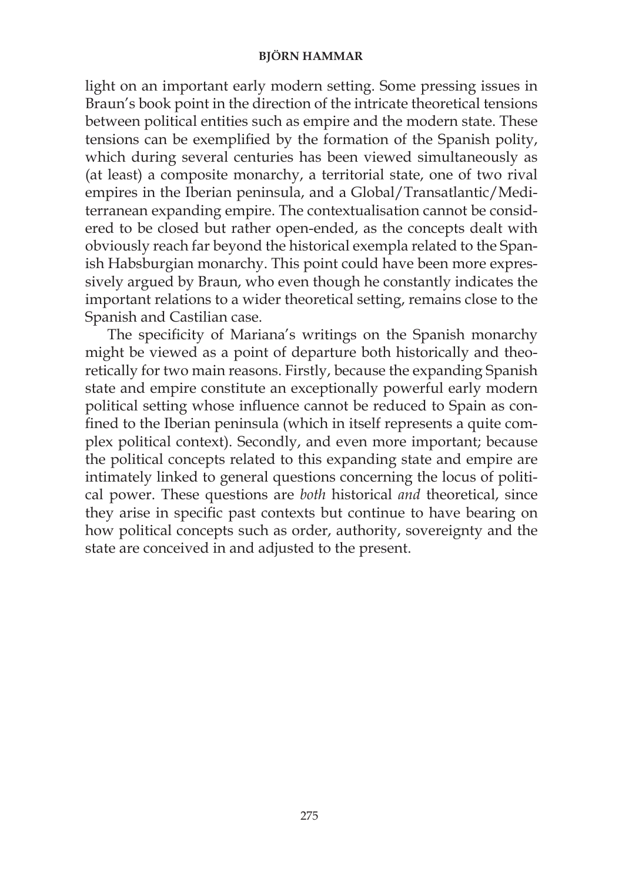light on an important early modern setting. Some pressing issues in Braun's book point in the direction of the intricate theoretical tensions between political entities such as empire and the modern state. These tensions can be exemplified by the formation of the Spanish polity, which during several centuries has been viewed simultaneously as (at least) a composite monarchy, a territorial state, one of two rival empires in the Iberian peninsula, and a Global/Transatlantic/Mediterranean expanding empire. The contextualisation cannot be considered to be closed but rather open-ended, as the concepts dealt with obviously reach far beyond the historical exempla related to the Spanish Habsburgian monarchy. This point could have been more expressively argued by Braun, who even though he constantly indicates the important relations to a wider theoretical setting, remains close to the Spanish and Castilian case.

The specificity of Mariana's writings on the Spanish monarchy might be viewed as a point of departure both historically and theoretically for two main reasons. Firstly, because the expanding Spanish state and empire constitute an exceptionally powerful early modern political setting whose influence cannot be reduced to Spain as confined to the Iberian peninsula (which in itself represents a quite complex political context). Secondly, and even more important; because the political concepts related to this expanding state and empire are intimately linked to general questions concerning the locus of political power. These questions are *both* historical *and* theoretical, since they arise in specific past contexts but continue to have bearing on how political concepts such as order, authority, sovereignty and the state are conceived in and adjusted to the present.